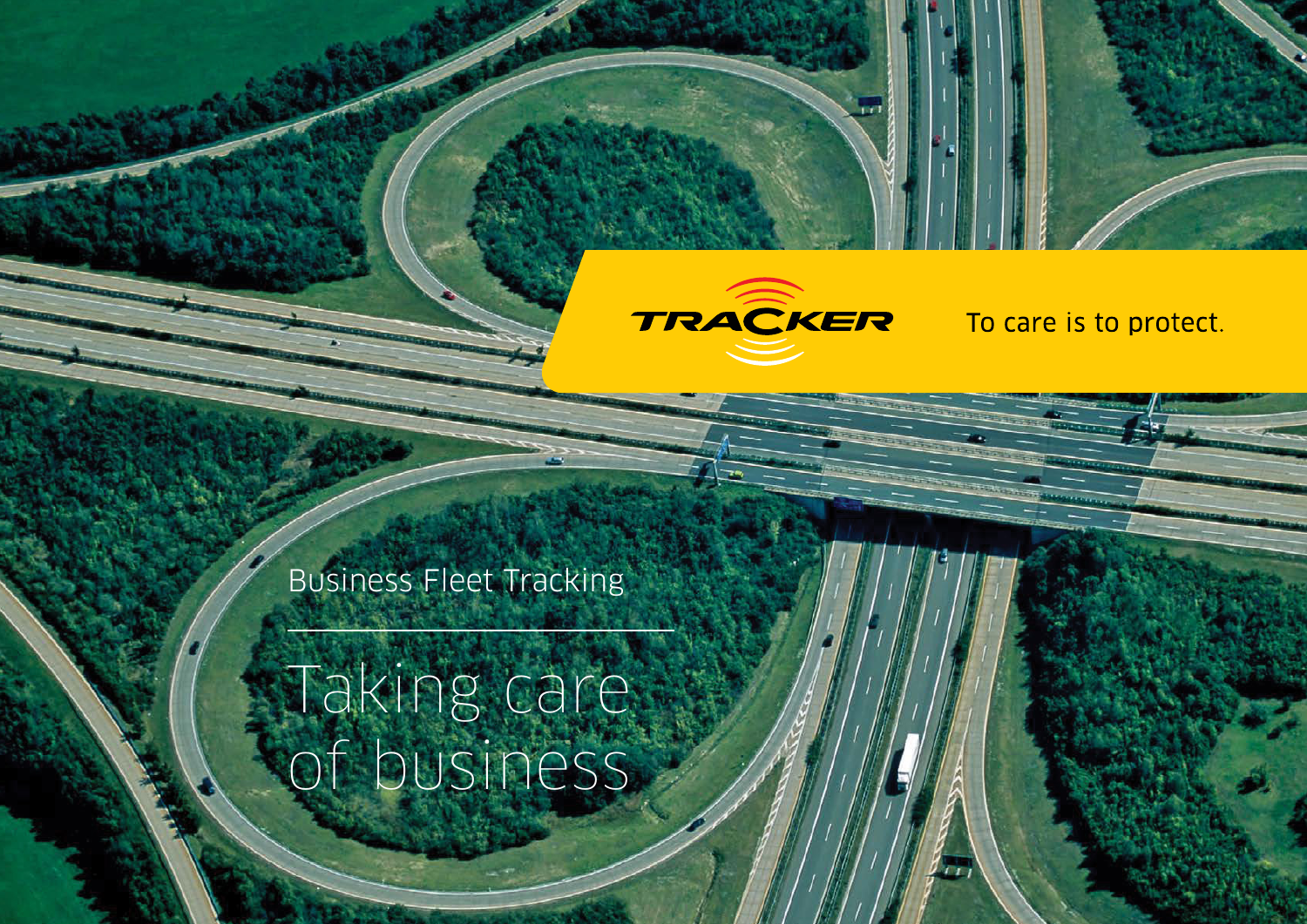TRACKER

To care is to protect.

Business Fleet Tracking

# Taking care of business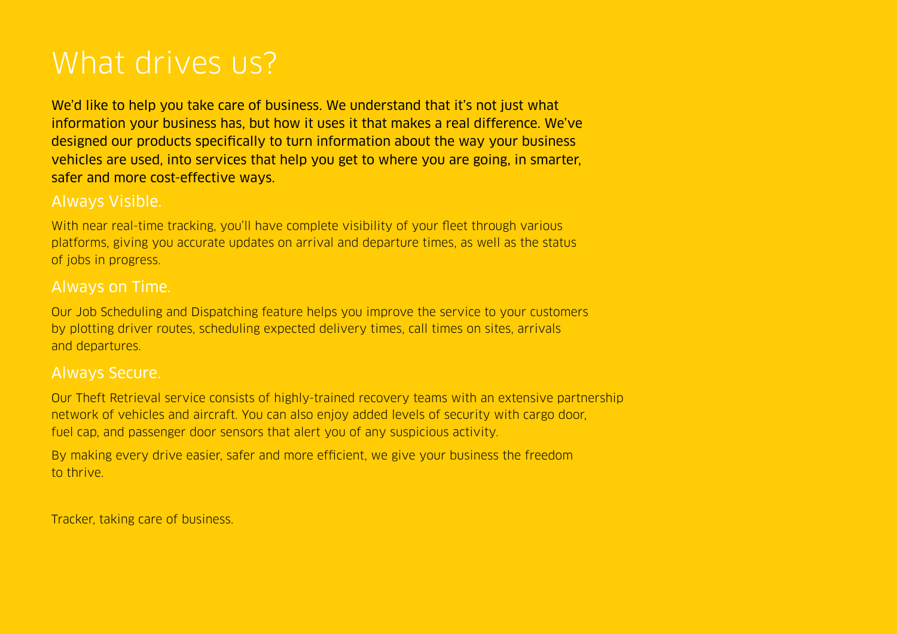# What drives us?

We'd like to help you take care of business. We understand that it's not just what information your business has, but how it uses it that makes a real difference. We've designed our products specifically to turn information about the way your business vehicles are used, into services that help you get to where you are going, in smarter, safer and more cost-effective ways.

## Always Visible.

With near real-time tracking, you'll have complete visibility of your fleet through various platforms, giving you accurate updates on arrival and departure times, as well as the status of jobs in progress.

## Always on Time.

Our Job Scheduling and Dispatching feature helps you improve the service to your customers by plotting driver routes, scheduling expected delivery times, call times on sites, arrivals and departures.

## Always Secure.

Our Theft Retrieval service consists of highly-trained recovery teams with an extensive partnership network of vehicles and aircraft. You can also enjoy added levels of security with cargo door, fuel cap, and passenger door sensors that alert you of any suspicious activity.

By making every drive easier, safer and more efficient, we give your business the freedom to thrive.

Tracker, taking care of business.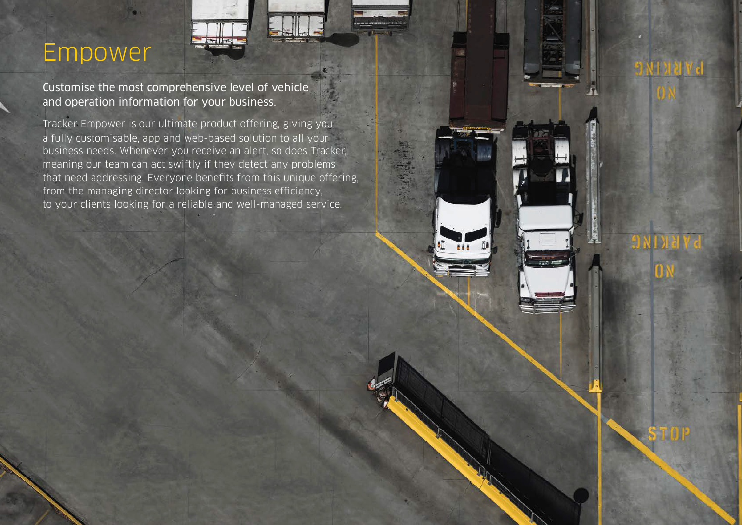# Empower

## Customise the most comprehensive level of vehicle and operation information for your business.

Tracker Empower is our ultimate product offering, giving you a fully customisable, app and web-based solution to all your business needs. Whenever you receive an alert, so does Tracker, meaning our team can act swiftly if they detect any problems that need addressing. Everyone benefits from this unique offering, from the managing director looking for business efficiency, to your clients looking for a reliable and well-managed service.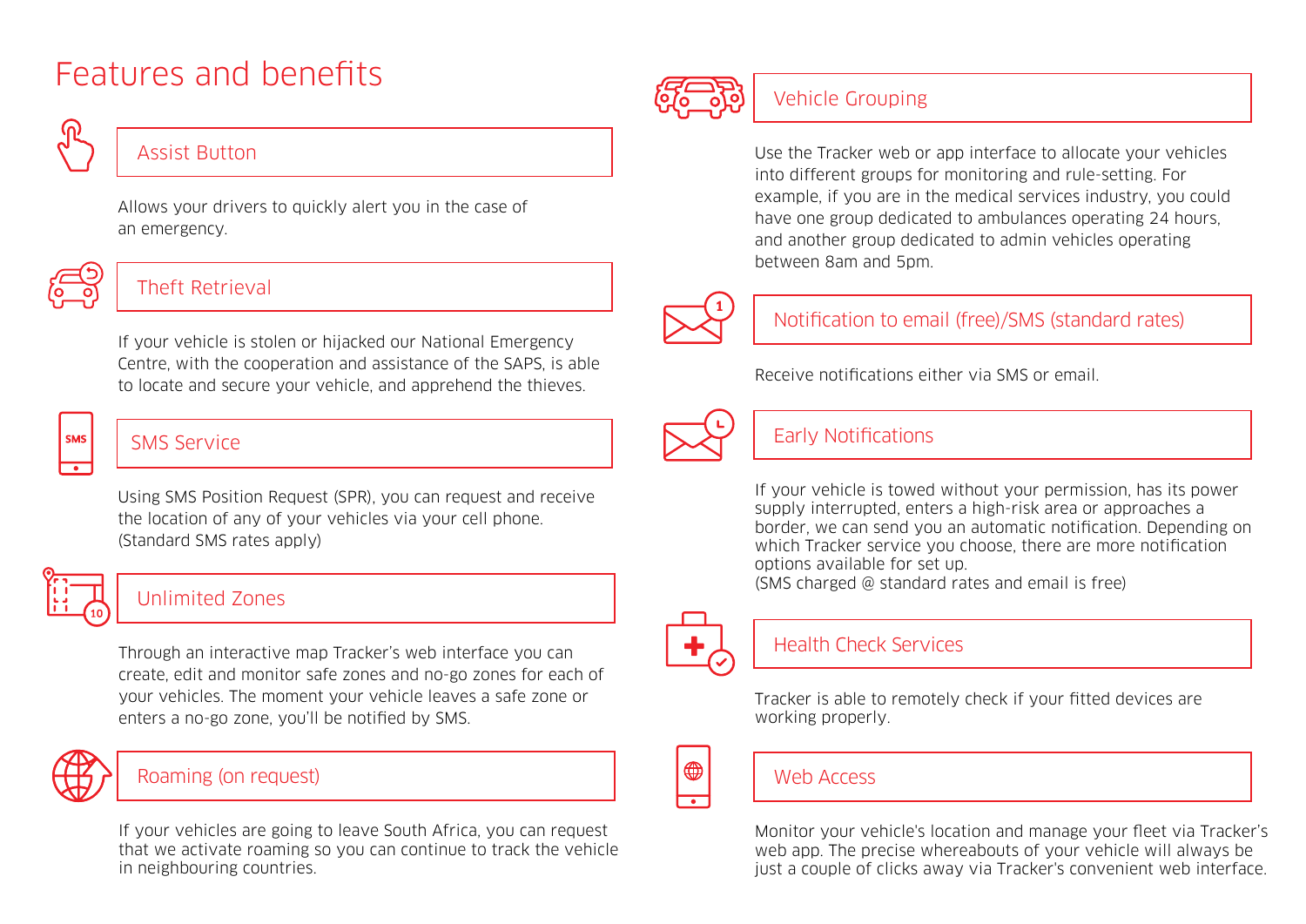# Features and benefits

## Assist Button

Allows your drivers to quickly alert you in the case of an emergency.

## Theft Retrieval

If your vehicle is stolen or hijacked our National Emergency Centre, with the cooperation and assistance of the SAPS, is able to locate and secure your vehicle, and apprehend the thieves.

## SMS Service

Using SMS Position Request (SPR), you can request and receive the location of any of your vehicles via your cell phone. (Standard SMS rates apply)

## Unlimited Zones

Through an interactive map Tracker's web interface you can create, edit and monitor safe zones and no-go zones for each of your vehicles. The moment your vehicle leaves a safe zone or enters a no-go zone, you'll be notified by SMS.

## Roaming (on request)

If your vehicles are going to leave South Africa, you can request that we activate roaming so you can continue to track the vehicle in neighbouring countries.

## Vehicle Grouping

Use the Tracker web or app interface to allocate your vehicles into different groups for monitoring and rule-setting. For example, if you are in the medical services industry, you could have one group dedicated to ambulances operating 24 hours, and another group dedicated to admin vehicles operating between 8am and 5pm.

## Notification to email (free)/SMS (standard rates)

Receive notifications either via SMS or email.

## Early Notifications

If your vehicle is towed without your permission, has its power supply interrupted, enters a high-risk area or approaches a border, we can send you an automatic notification. Depending on which Tracker service you choose, there are more notification options available for set up.
(SMS charged @ standard rates and email is free)

## Health Check Services

Tracker is able to remotely check if your fitted devices are working properly.

## Web Access

Monitor your vehicle's location and manage your fleet via Tracker's web app. The precise whereabouts of your vehicle will always be just a couple of clicks away via Tracker's convenient web interface.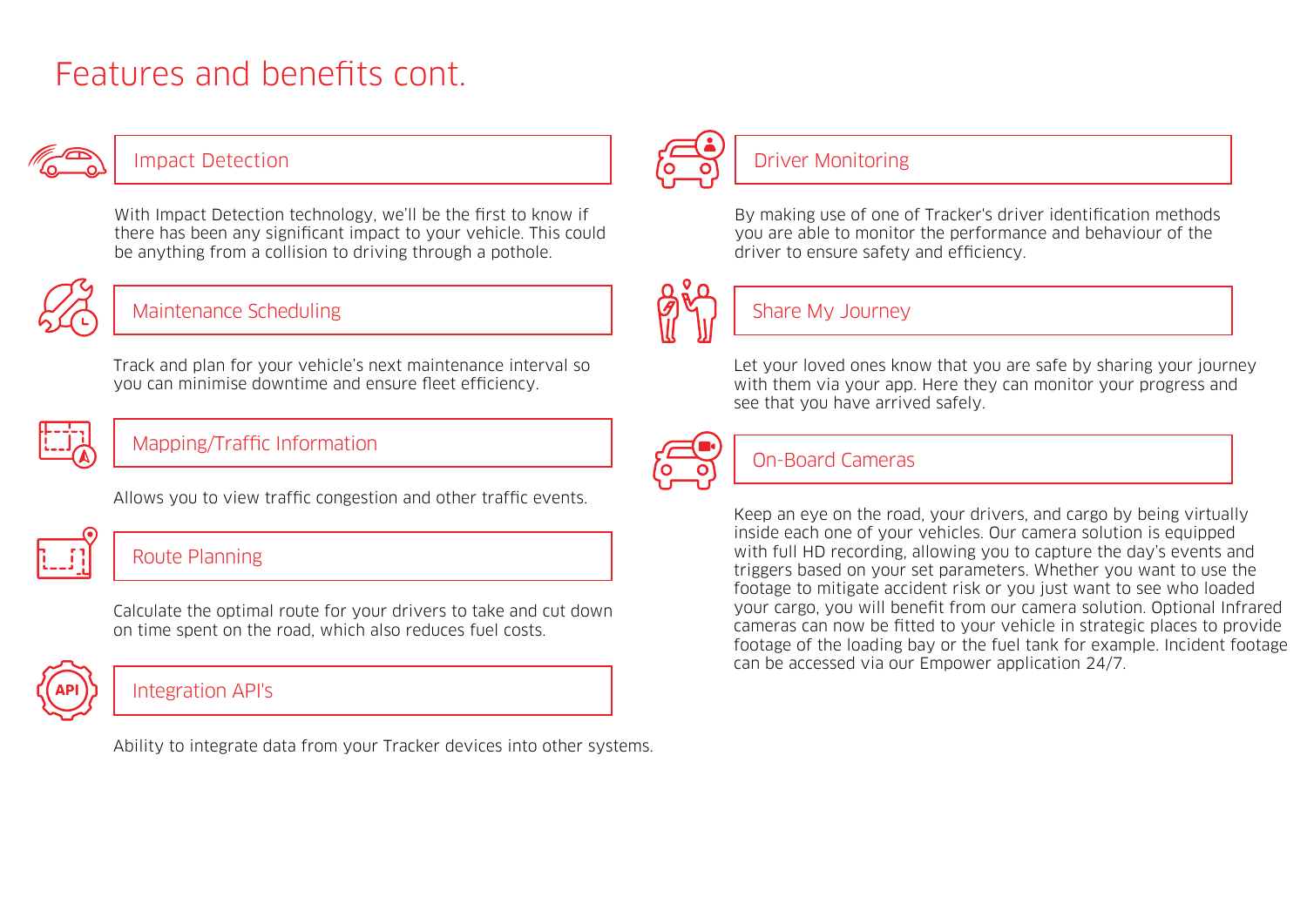# Features and benefits cont.

## Impact Detection

With Impact Detection technology, we'll be the first to know if there has been any significant impact to your vehicle. This could be anything from a collision to driving through a pothole.

## Maintenance Scheduling

Track and plan for your vehicle's next maintenance interval so you can minimise downtime and ensure fleet efficiency.

## Mapping/Traffic Information

Allows you to view traffic congestion and other traffic events.

## Route Planning

Calculate the optimal route for your drivers to take and cut down on time spent on the road, which also reduces fuel costs.

## Integration API's

Ability to integrate data from your Tracker devices into other systems.

## Driver Monitoring

By making use of one of Tracker's driver identification methods you are able to monitor the performance and behaviour of the driver to ensure safety and efficiency.

## Share My Journey

Let your loved ones know that you are safe by sharing your journey with them via your app. Here they can monitor your progress and see that you have arrived safely.

## On-Board Cameras

Keep an eye on the road, your drivers, and cargo by being virtually inside each one of your vehicles. Our camera solution is equipped with full HD recording, allowing you to capture the day's events and triggers based on your set parameters. Whether you want to use the footage to mitigate accident risk or you just want to see who loaded your cargo, you will benefit from our camera solution. Optional Infrared cameras can now be fitted to your vehicle in strategic places to provide footage of the loading bay or the fuel tank for example. Incident footage can be accessed via our Empower application 24/7.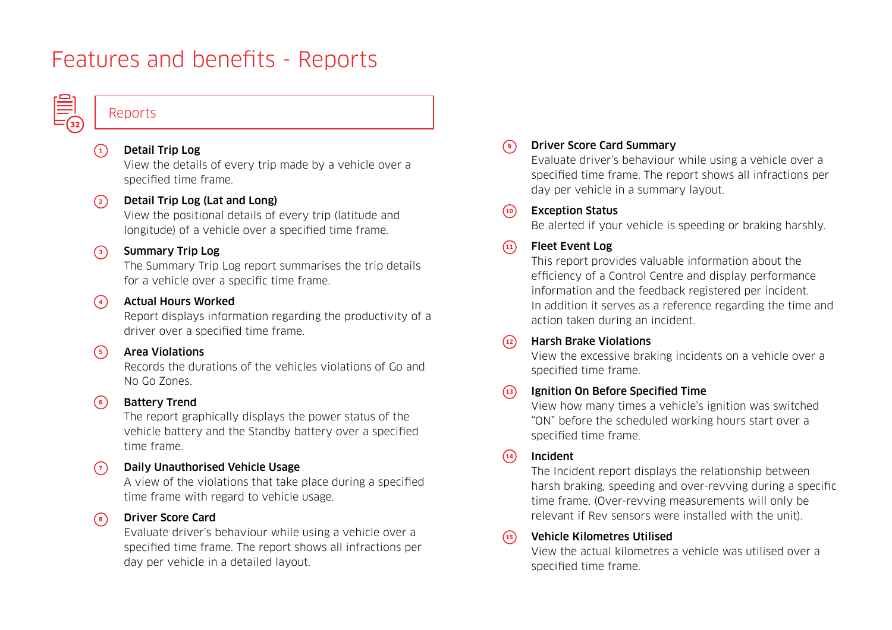# Features and benefits - Reports

## Reports

1. **Detail Trip Log**
   View the details of every trip made by a vehicle over a specified time frame.

2. **Detail Trip Log (Lat and Long)**
   View the positional details of every trip (latitude and longitude) of a vehicle over a specified time frame.

3. **Summary Trip Log**
   The Summary Trip Log report summarises the trip details for a vehicle over a specific time frame.

4. **Actual Hours Worked**
   Report displays information regarding the productivity of a driver over a specified time frame.

5. **Area Violations**
   Records the durations of the vehicles violations of Go and No Go Zones.

6. **Battery Trend**
   The report graphically displays the power status of the vehicle battery and the Standby battery over a specified time frame.

7. **Daily Unauthorised Vehicle Usage**
   A view of the violations that take place during a specified time frame with regard to vehicle usage.

8. **Driver Score Card**
   Evaluate driver's behaviour while using a vehicle over a specified time frame. The report shows all infractions per day per vehicle in a detailed layout.

9. **Driver Score Card Summary**
   Evaluate driver's behaviour while using a vehicle over a specified time frame. The report shows all infractions per day per vehicle in a summary layout.

10. **Exception Status**
    Be alerted if your vehicle is speeding or braking harshly.

11. **Fleet Event Log**
    This report provides valuable information about the efficiency of a Control Centre and display performance information and the feedback registered per incident. In addition it serves as a reference regarding the time and action taken during an incident.

12. **Harsh Brake Violations**
    View the excessive braking incidents on a vehicle over a specified time frame.

13. **Ignition On Before Specified Time**
    View how many times a vehicle's ignition was switched "ON" before the scheduled working hours start over a specified time frame.

14. **Incident**
    The Incident report displays the relationship between harsh braking, speeding and over-revving during a specific time frame. (Over-revving measurements will only be relevant if Rev sensors were installed with the unit).

15. **Vehicle Kilometres Utilised**
    View the actual kilometres a vehicle was utilised over a specified time frame.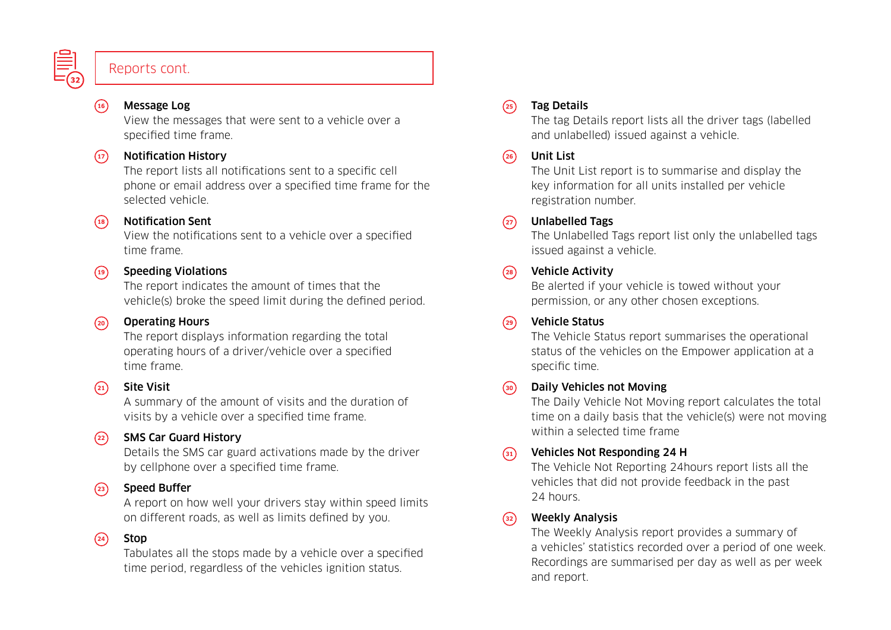## Reports cont.

**16 Message Log**
View the messages that were sent to a vehicle over a specified time frame.

**17 Notification History**
The report lists all notifications sent to a specific cell phone or email address over a specified time frame for the selected vehicle.

**18 Notification Sent**
View the notifications sent to a vehicle over a specified time frame.

**19 Speeding Violations**
The report indicates the amount of times that the vehicle(s) broke the speed limit during the defined period.

**20 Operating Hours**
The report displays information regarding the total operating hours of a driver/vehicle over a specified time frame.

**21 Site Visit**
A summary of the amount of visits and the duration of visits by a vehicle over a specified time frame.

**22 SMS Car Guard History**
Details the SMS car guard activations made by the driver by cellphone over a specified time frame.

**23 Speed Buffer**
A report on how well your drivers stay within speed limits on different roads, as well as limits defined by you.

**24 Stop**
Tabulates all the stops made by a vehicle over a specified time period, regardless of the vehicles ignition status.

**25 Tag Details**
The tag Details report lists all the driver tags (labelled and unlabelled) issued against a vehicle.

**26 Unit List**
The Unit List report is to summarise and display the key information for all units installed per vehicle registration number.

**27 Unlabelled Tags**
The Unlabelled Tags report list only the unlabelled tags issued against a vehicle.

**28 Vehicle Activity**
Be alerted if your vehicle is towed without your permission, or any other chosen exceptions.

**29 Vehicle Status**
The Vehicle Status report summarises the operational status of the vehicles on the Empower application at a specific time.

**30 Daily Vehicles not Moving**
The Daily Vehicle Not Moving report calculates the total time on a daily basis that the vehicle(s) were not moving within a selected time frame

**31 Vehicles Not Responding 24 H**
The Vehicle Not Reporting 24hours report lists all the vehicles that did not provide feedback in the past 24 hours.

**32 Weekly Analysis**
The Weekly Analysis report provides a summary of a vehicles' statistics recorded over a period of one week. Recordings are summarised per day as well as per week and report.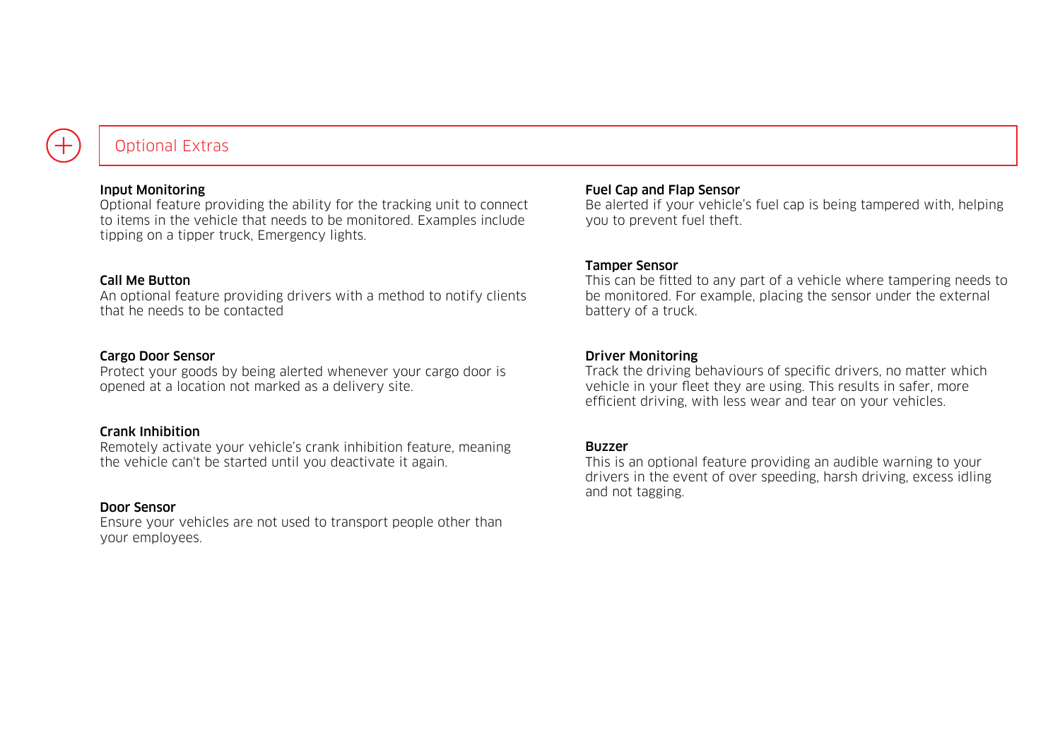## Optional Extras

**Input Monitoring**
Optional feature providing the ability for the tracking unit to connect to items in the vehicle that needs to be monitored. Examples include tipping on a tipper truck, Emergency lights.

**Call Me Button**
An optional feature providing drivers with a method to notify clients that he needs to be contacted

**Cargo Door Sensor**
Protect your goods by being alerted whenever your cargo door is opened at a location not marked as a delivery site.

**Crank Inhibition**
Remotely activate your vehicle's crank inhibition feature, meaning the vehicle can't be started until you deactivate it again.

**Door Sensor**
Ensure your vehicles are not used to transport people other than your employees.

**Fuel Cap and Flap Sensor**
Be alerted if your vehicle's fuel cap is being tampered with, helping you to prevent fuel theft.

**Tamper Sensor**
This can be fitted to any part of a vehicle where tampering needs to be monitored. For example, placing the sensor under the external battery of a truck.

**Driver Monitoring**
Track the driving behaviours of specific drivers, no matter which vehicle in your fleet they are using. This results in safer, more efficient driving, with less wear and tear on your vehicles.

**Buzzer**
This is an optional feature providing an audible warning to your drivers in the event of over speeding, harsh driving, excess idling and not tagging.